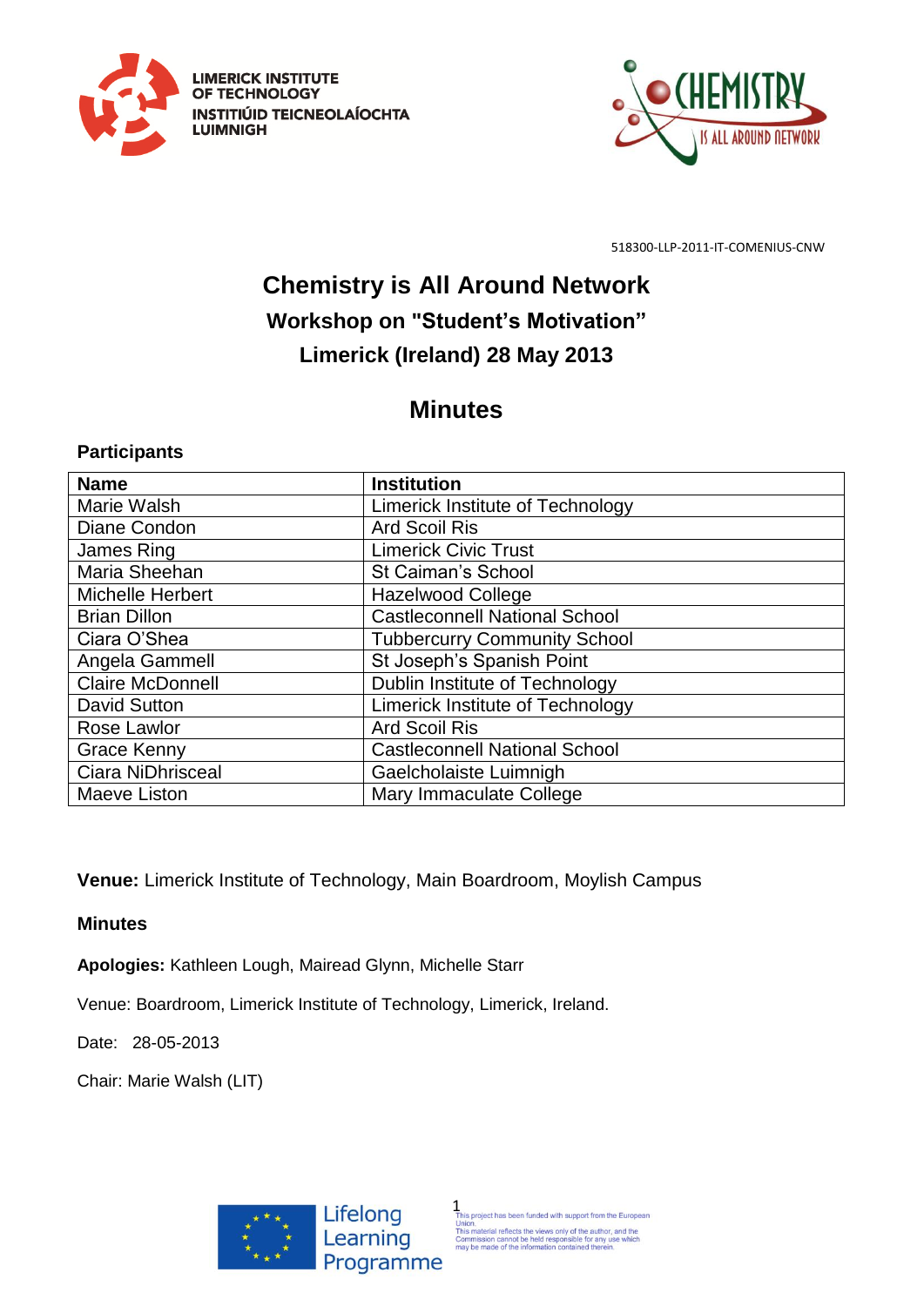518300-LLP-2011-IT-COMENIUS-CNW

# Chemistry is All Around Network

## Workshop on "Student's Motivation"

## Limerick (Ireland) 28 May 2013

## Minutes

**Participants**

| Name | Institution |
| --- | --- |
| Marie Walsh | Limerick Institute of Technology |
| Diane Condon | Ard Scoil Ris |
| James Ring | Limerick Civic Trust |
| Maria Sheehan | St Caiman's School |
| Michelle Herbert | Hazelwood College |
| Brian Dillon | Castleconnell National School |
| Ciara O'Shea | Tubbercurry Community School |
| Angela Gammell | St Joseph's Spanish Point |
| Claire McDonnell | Dublin Institute of Technology |
| David Sutton | Limerick Institute of Technology |
| Rose Lawlor | Ard Scoil Ris |
| Grace Kenny | Castleconnell National School |
| Ciara NiDhrisceal | Gaelcholaiste Luimnigh |
| Maeve Liston | Mary Immaculate College |

**Venue:** Limerick Institute of Technology, Main Boardroom, Moylish Campus

**Minutes**

**Apologies:** Kathleen Lough, Mairead Glynn, Michelle Starr

Venue: Boardroom, Limerick Institute of Technology, Limerick, Ireland.

Date: 28-05-2013

Chair: Marie Walsh (LIT)

Lifelong Learning Programme

This project has been funded with support from the European Union. This material reflects the views only of the author, and the Commission cannot be held responsible for any use which may be made of the information contained therein.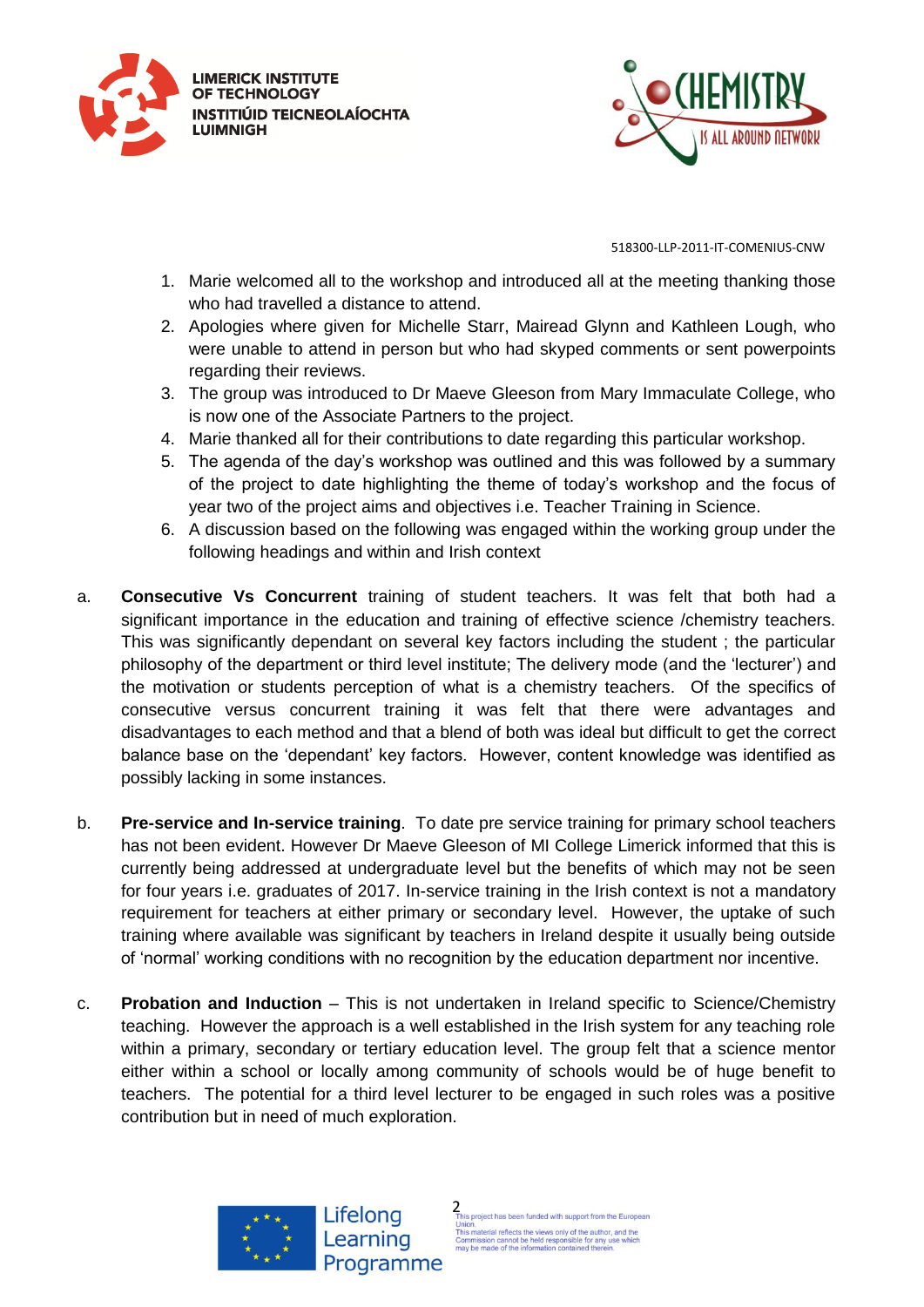518300-LLP-2011-IT-COMENIUS-CNW

1. Marie welcomed all to the workshop and introduced all at the meeting thanking those who had travelled a distance to attend.
2. Apologies where given for Michelle Starr, Mairead Glynn and Kathleen Lough, who were unable to attend in person but who had skyped comments or sent powerpoints regarding their reviews.
3. The group was introduced to Dr Maeve Gleeson from Mary Immaculate College, who is now one of the Associate Partners to the project.
4. Marie thanked all for their contributions to date regarding this particular workshop.
5. The agenda of the day's workshop was outlined and this was followed by a summary of the project to date highlighting the theme of today's workshop and the focus of year two of the project aims and objectives i.e. Teacher Training in Science.
6. A discussion based on the following was engaged within the working group under the following headings and within and Irish context

a. **Consecutive Vs Concurrent** training of student teachers. It was felt that both had a significant importance in the education and training of effective science /chemistry teachers. This was significantly dependant on several key factors including the student ; the particular philosophy of the department or third level institute; The delivery mode (and the 'lecturer') and the motivation or students perception of what is a chemistry teachers. Of the specifics of consecutive versus concurrent training it was felt that there were advantages and disadvantages to each method and that a blend of both was ideal but difficult to get the correct balance base on the 'dependant' key factors. However, content knowledge was identified as possibly lacking in some instances.

b. **Pre-service and In-service training**. To date pre service training for primary school teachers has not been evident. However Dr Maeve Gleeson of MI College Limerick informed that this is currently being addressed at undergraduate level but the benefits of which may not be seen for four years i.e. graduates of 2017. In-service training in the Irish context is not a mandatory requirement for teachers at either primary or secondary level. However, the uptake of such training where available was significant by teachers in Ireland despite it usually being outside of 'normal' working conditions with no recognition by the education department nor incentive.

c. **Probation and Induction** – This is not undertaken in Ireland specific to Science/Chemistry teaching. However the approach is a well established in the Irish system for any teaching role within a primary, secondary or tertiary education level. The group felt that a science mentor either within a school or locally among community of schools would be of huge benefit to teachers. The potential for a third level lecturer to be engaged in such roles was a positive contribution but in need of much exploration.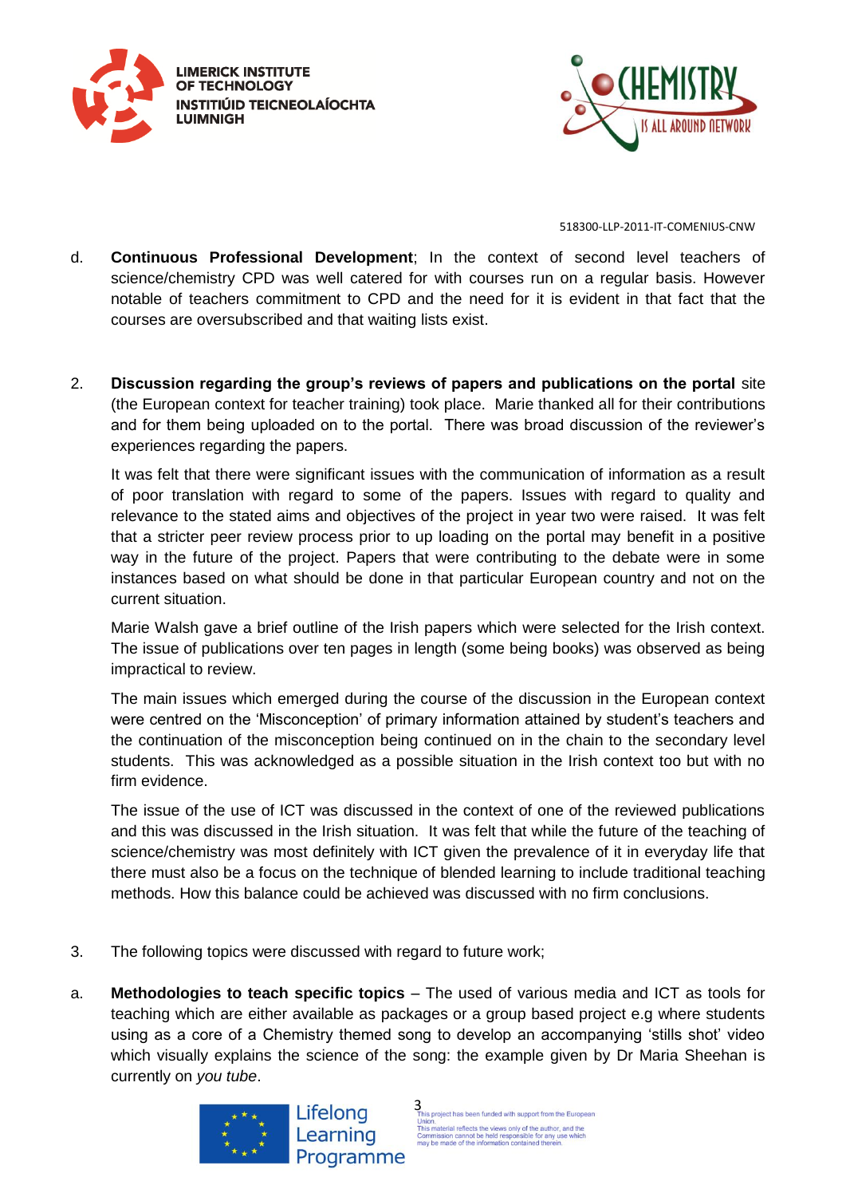d. **Continuous Professional Development**; In the context of second level teachers of science/chemistry CPD was well catered for with courses run on a regular basis. However notable of teachers commitment to CPD and the need for it is evident in that fact that the courses are oversubscribed and that waiting lists exist.

2. **Discussion regarding the group's reviews of papers and publications on the portal** site (the European context for teacher training) took place. Marie thanked all for their contributions and for them being uploaded on to the portal. There was broad discussion of the reviewer's experiences regarding the papers.

   It was felt that there were significant issues with the communication of information as a result of poor translation with regard to some of the papers. Issues with regard to quality and relevance to the stated aims and objectives of the project in year two were raised. It was felt that a stricter peer review process prior to up loading on the portal may benefit in a positive way in the future of the project. Papers that were contributing to the debate were in some instances based on what should be done in that particular European country and not on the current situation.

   Marie Walsh gave a brief outline of the Irish papers which were selected for the Irish context. The issue of publications over ten pages in length (some being books) was observed as being impractical to review.

   The main issues which emerged during the course of the discussion in the European context were centred on the 'Misconception' of primary information attained by student's teachers and the continuation of the misconception being continued on in the chain to the secondary level students. This was acknowledged as a possible situation in the Irish context too but with no firm evidence.

   The issue of the use of ICT was discussed in the context of one of the reviewed publications and this was discussed in the Irish situation. It was felt that while the future of the teaching of science/chemistry was most definitely with ICT given the prevalence of it in everyday life that there must also be a focus on the technique of blended learning to include traditional teaching methods. How this balance could be achieved was discussed with no firm conclusions.

3. The following topics were discussed with regard to future work;

a. **Methodologies to teach specific topics** – The used of various media and ICT as tools for teaching which are either available as packages or a group based project e.g where students using as a core of a Chemistry themed song to develop an accompanying 'stills shot' video which visually explains the science of the song: the example given by Dr Maria Sheehan is currently on *you tube*.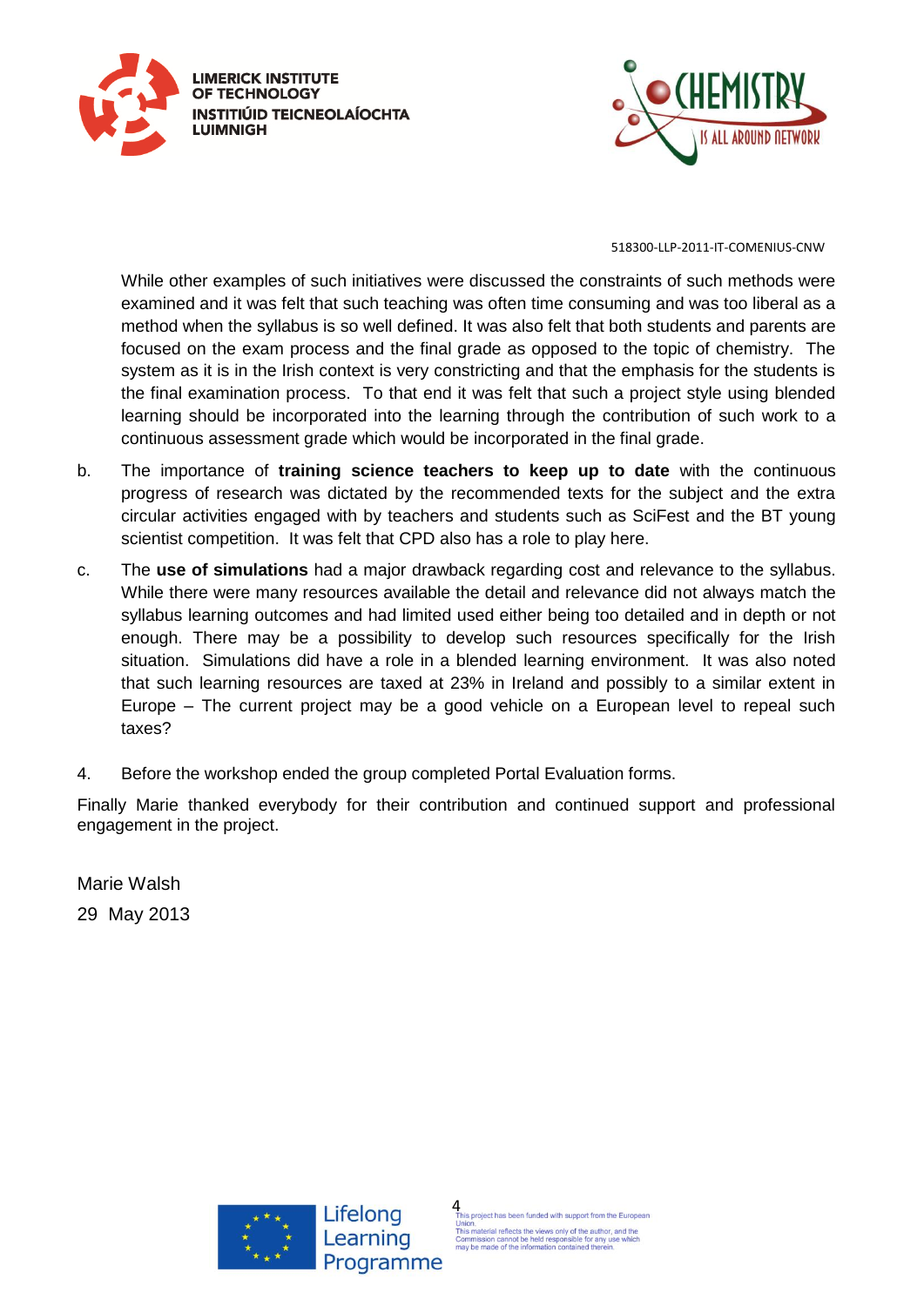While other examples of such initiatives were discussed the constraints of such methods were examined and it was felt that such teaching was often time consuming and was too liberal as a method when the syllabus is so well defined. It was also felt that both students and parents are focused on the exam process and the final grade as opposed to the topic of chemistry. The system as it is in the Irish context is very constricting and that the emphasis for the students is the final examination process. To that end it was felt that such a project style using blended learning should be incorporated into the learning through the contribution of such work to a continuous assessment grade which would be incorporated in the final grade.

b. The importance of **training science teachers to keep up to date** with the continuous progress of research was dictated by the recommended texts for the subject and the extra circular activities engaged with by teachers and students such as SciFest and the BT young scientist competition. It was felt that CPD also has a role to play here.

c. The **use of simulations** had a major drawback regarding cost and relevance to the syllabus. While there were many resources available the detail and relevance did not always match the syllabus learning outcomes and had limited used either being too detailed and in depth or not enough. There may be a possibility to develop such resources specifically for the Irish situation. Simulations did have a role in a blended learning environment. It was also noted that such learning resources are taxed at 23% in Ireland and possibly to a similar extent in Europe – The current project may be a good vehicle on a European level to repeal such taxes?

4. Before the workshop ended the group completed Portal Evaluation forms.

Finally Marie thanked everybody for their contribution and continued support and professional engagement in the project.

Marie Walsh

29 May 2013